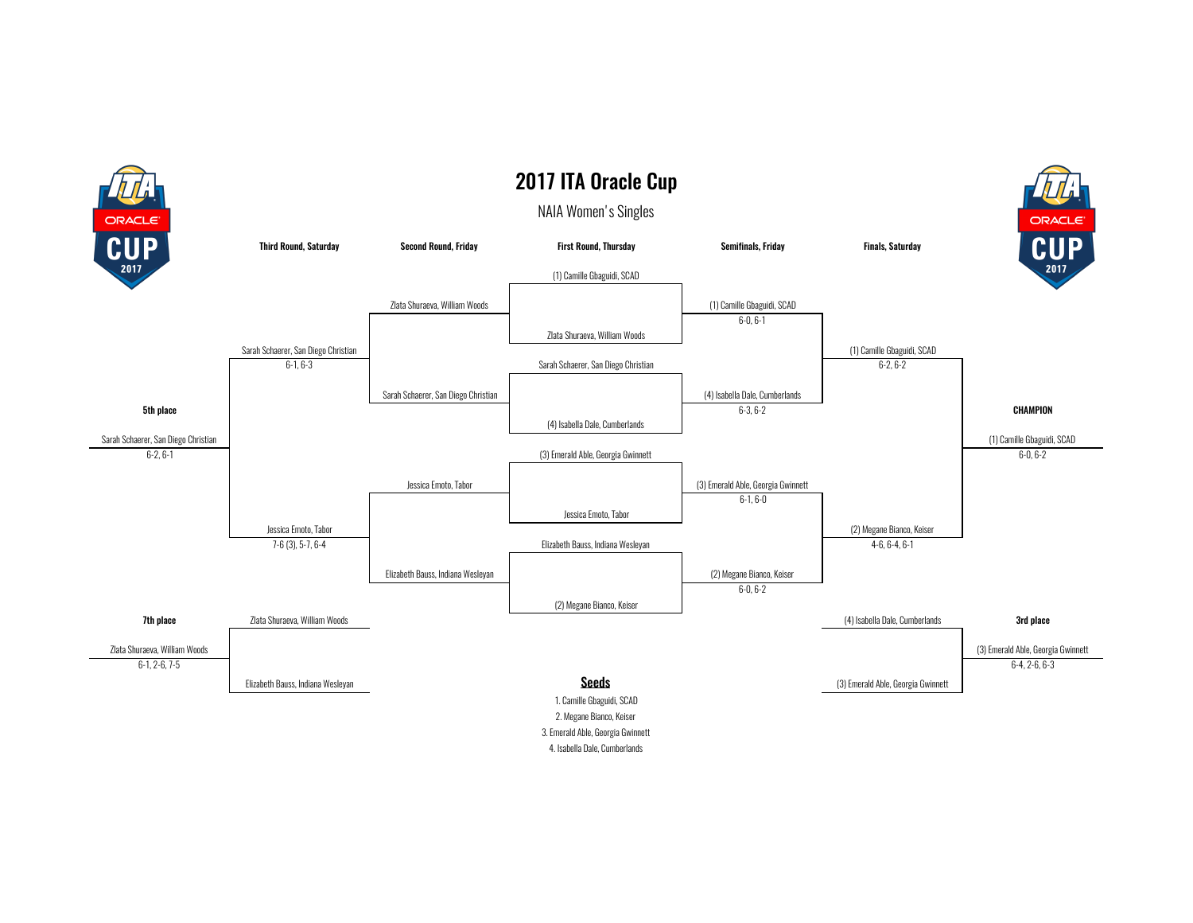# 2017 ITA Oracle Cup

## NAIA Women's Singles

### First Round, Thursday

- (1) Camille Gbaguidi, SCAD vs. Zlata Shuraeva, William Woods
- Sarah Schaerer, San Diego Christian vs. (4) Isabella Dale, Cumberlands
- (3) Emerald Able, Georgia Gwinnett vs. Jessica Emoto, Tabor
- Elizabeth Bauss, Indiana Wesleyan vs. (2) Megane Bianco, Keiser

### Semifinals, Friday

- (1) Camille Gbaguidi, SCAD — 6-0, 6-1
- (4) Isabella Dale, Cumberlands — 6-3, 6-2
- (3) Emerald Able, Georgia Gwinnett — 6-1, 6-0
- (2) Megane Bianco, Keiser — 6-0, 6-2

### Finals, Saturday

- (1) Camille Gbaguidi, SCAD — 6-2, 6-2
- (2) Megane Bianco, Keiser — 4-6, 6-4, 6-1

### CHAMPION

(1) Camille Gbaguidi, SCAD
6-0, 6-2

### 3rd place

- (4) Isabella Dale, Cumberlands vs. (3) Emerald Able, Georgia Gwinnett

(3) Emerald Able, Georgia Gwinnett
6-4, 2-6, 6-3

### Second Round, Friday

- Zlata Shuraeva, William Woods vs. Sarah Schaerer, San Diego Christian
- Jessica Emoto, Tabor vs. Elizabeth Bauss, Indiana Wesleyan

### Third Round, Saturday

- Sarah Schaerer, San Diego Christian — 6-1, 6-3
- Jessica Emoto, Tabor — 7-6 (3), 5-7, 6-4

### 5th place

Sarah Schaerer, San Diego Christian
6-2, 6-1

### 7th place

- Zlata Shuraeva, William Woods vs. Elizabeth Bauss, Indiana Wesleyan

Zlata Shuraeva, William Woods
6-1, 2-6, 7-5

## Seeds

1. Camille Gbaguidi, SCAD
2. Megane Bianco, Keiser
3. Emerald Able, Georgia Gwinnett
4. Isabella Dale, Cumberlands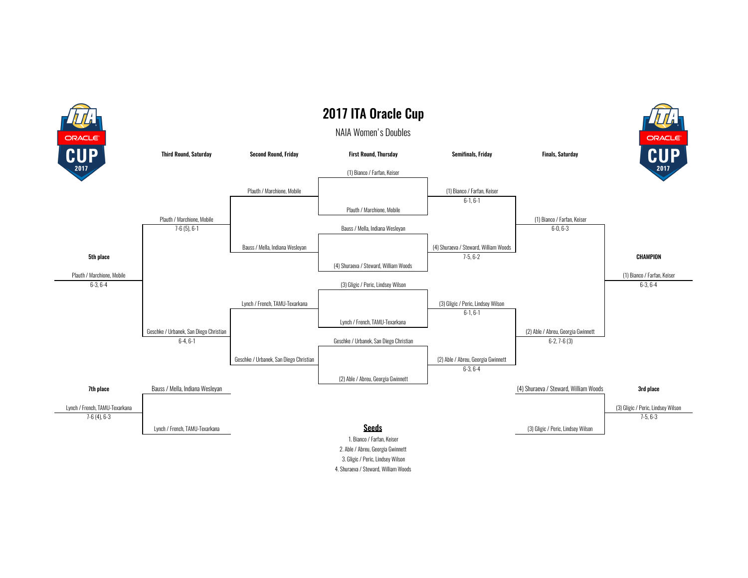# 2017 ITA Oracle Cup

NAIA Women's Doubles

**Third Round, Saturday**

**Second Round, Friday**

**First Round, Thursday**

**Semifinals, Friday**

**Finals, Saturday**

(1) Bianco / Farfan, Keiser

Plauth / Marchione, Mobile

Plauth / Marchione, Mobile

(1) Bianco / Farfan, Keiser

6-1, 6-1

Plauth / Marchione, Mobile

7-6 (5), 6-1

(1) Bianco / Farfan, Keiser

6-0, 6-3

Bauss / Mella, Indiana Wesleyan

Bauss / Mella, Indiana Wesleyan

(4) Shuraeva / Steward, William Woods

7-5, 6-2

**5th place**

(4) Shuraeva / Steward, William Woods

**CHAMPION**

Plauth / Marchione, Mobile

6-3, 6-4

(1) Bianco / Farfan, Keiser

6-3, 6-4

(3) Gligic / Peric, Lindsey Wilson

Lynch / French, TAMU-Texarkana

(3) Gligic / Peric, Lindsey Wilson

6-1, 6-1

Lynch / French, TAMU-Texarkana

Geschke / Urbanek, San Diego Christian

6-4, 6-1

(2) Able / Abreu, Georgia Gwinnett

6-2, 7-6 (3)

Geschke / Urbanek, San Diego Christian

Geschke / Urbanek, San Diego Christian

(2) Able / Abreu, Georgia Gwinnett

6-3, 6-4

(2) Able / Abreu, Georgia Gwinnett

**7th place**

Bauss / Mella, Indiana Wesleyan

Lynch / French, TAMU-Texarkana

7-6 (4), 6-3

Lynch / French, TAMU-Texarkana

(4) Shuraeva / Steward, William Woods

**3rd place**

(3) Gligic / Peric, Lindsey Wilson

7-5, 6-3

(3) Gligic / Peric, Lindsey Wilson

**Seeds**

1. Bianco / Farfan, Keiser
2. Able / Abreu, Georgia Gwinnett
3. Gligic / Peric, Lindsey Wilson
4. Shuraeva / Steward, William Woods